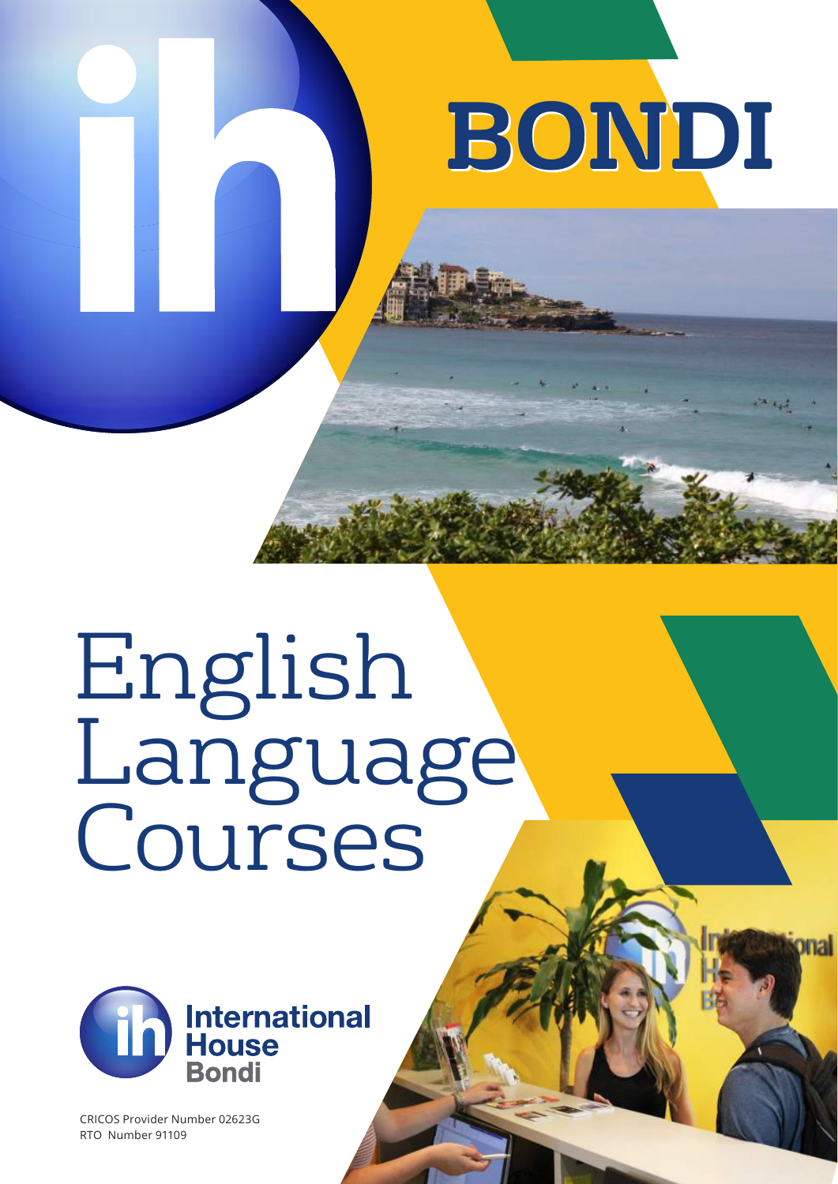# BONDI

# English Language Courses

International House Bondi

CRICOS Provider Number 02623G
RTO Number 91109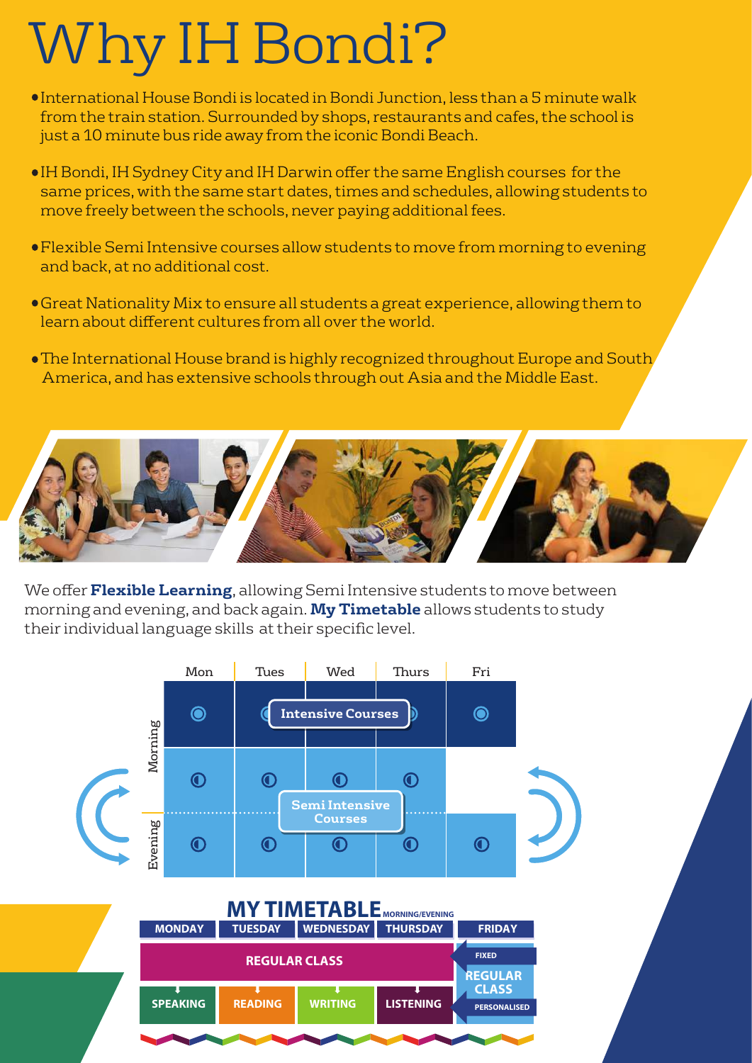# Why IH Bondi?

- International House Bondi is located in Bondi Junction, less than a 5 minute walk from the train station. Surrounded by shops, restaurants and cafes, the school is just a 10 minute bus ride away from the iconic Bondi Beach.
- IH Bondi, IH Sydney City and IH Darwin offer the same English courses for the same prices, with the same start dates, times and schedules, allowing students to move freely between the schools, never paying additional fees.
- Flexible Semi Intensive courses allow students to move from morning to evening and back, at no additional cost.
- Great Nationality Mix to ensure all students a great experience, allowing them to learn about different cultures from all over the world.
- The International House brand is highly recognized throughout Europe and South America, and has extensive schools through out Asia and the Middle East.

We offer **Flexible Learning**, allowing Semi Intensive students to move between morning and evening, and back again. **My Timetable** allows students to study their individual language skills at their specific level.

| | Mon | Tues | Wed | Thurs | Fri |
|---|---|---|---|---|---|
| Morning | Intensive Courses | Intensive Courses | Intensive Courses | Intensive Courses | Intensive Courses |
| Morning | Semi Intensive Courses | Semi Intensive Courses | Semi Intensive Courses | Semi Intensive Courses | |
| Evening | Semi Intensive Courses | Semi Intensive Courses | Semi Intensive Courses | Semi Intensive Courses | Semi Intensive Courses |

## MY TIMETABLE MORNING/EVENING

| MONDAY | TUESDAY | WEDNESDAY | THURSDAY | FRIDAY |
|---|---|---|---|---|
| REGULAR CLASS | REGULAR CLASS | REGULAR CLASS | REGULAR CLASS | FIXED REGULAR CLASS PERSONALISED |
| SPEAKING | READING | WRITING | LISTENING | |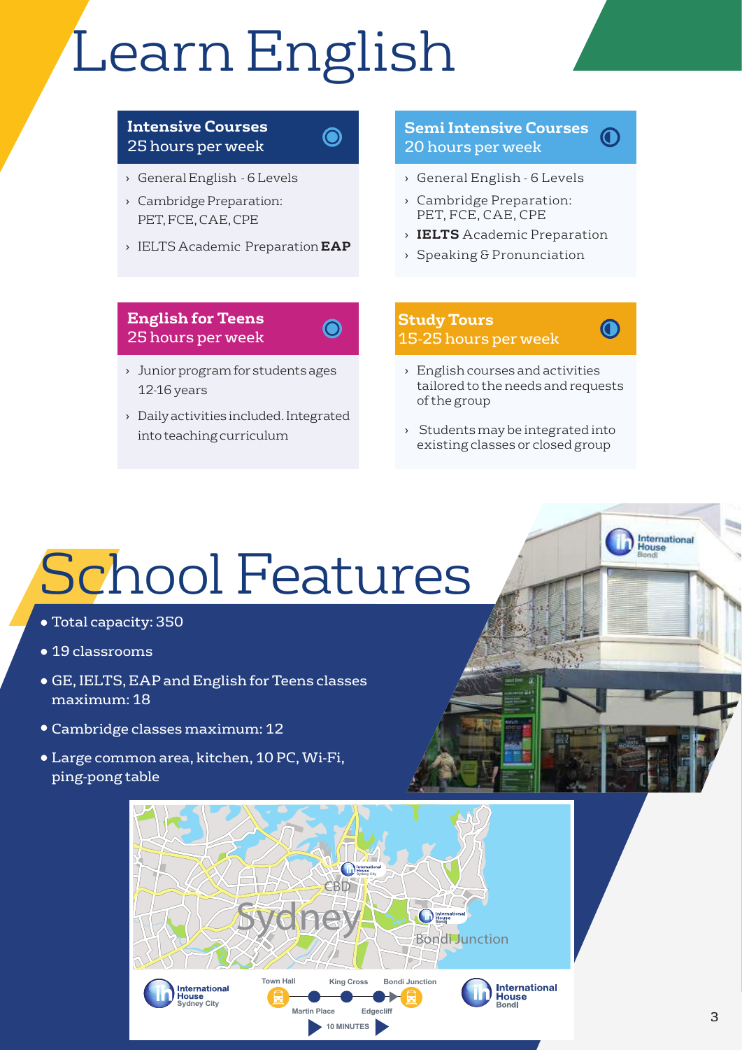# Learn English

### Intensive Courses
25 hours per week

- General English - 6 Levels
- Cambridge Preparation: PET, FCE, CAE, CPE
- IELTS Academic Preparation **EAP**

### Semi Intensive Courses
20 hours per week

- General English - 6 Levels
- Cambridge Preparation: PET, FCE, CAE, CPE
- **IELTS** Academic Preparation
- Speaking & Pronunciation

### English for Teens
25 hours per week

- Junior program for students ages 12-16 years
- Daily activities included. Integrated into teaching curriculum

### Study Tours
15-25 hours per week

- English courses and activities tailored to the needs and requests of the group
- Students may be integrated into existing classes or closed group

# School Features

- Total capacity: 350
- 19 classrooms
- GE, IELTS, EAP and English for Teens classes maximum: 18
- Cambridge classes maximum: 12
- Large common area, kitchen, 10 PC, Wi-Fi, ping-pong table

International House Sydney City — Town Hall — Martin Place — King Cross — Edgecliff — Bondi Junction — International House Bondi

10 MINUTES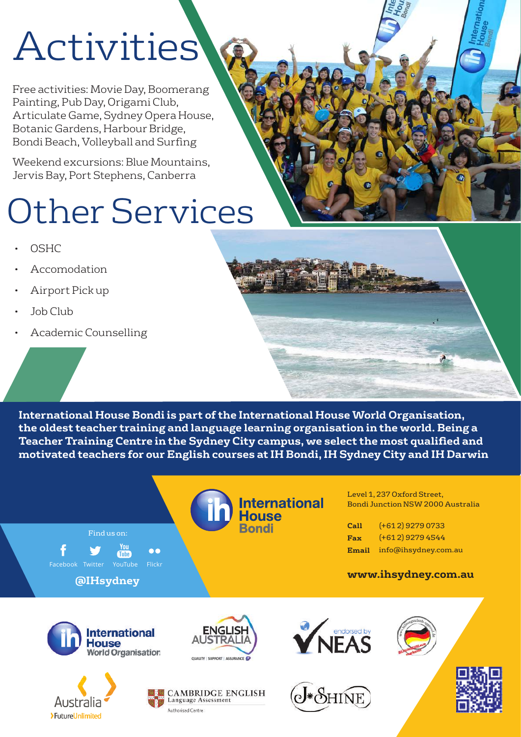# Activities

Free activities: Movie Day, Boomerang Painting, Pub Day, Origami Club, Articulate Game, Sydney Opera House, Botanic Gardens, Harbour Bridge, Bondi Beach, Volleyball and Surfing

Weekend excursions: Blue Mountains, Jervis Bay, Port Stephens, Canberra

# Other Services

- OSHC
- Accomodation
- Airport Pick up
- Job Club
- Academic Counselling

**International House Bondi is part of the International House World Organisation, the oldest teacher training and language learning organisation in the world. Being a Teacher Training Centre in the Sydney City campus, we select the most qualified and motivated teachers for our English courses at IH Bondi, IH Sydney City and IH Darwin**

Find us on:

Facebook Twitter YouTube Flickr

**@IHsydney**

International House Bondi

Level 1, 237 Oxford Street,
Bondi Junction NSW 2000 Australia

**Call** (+61 2) 9279 0733
**Fax** (+61 2) 9279 4544
**Email** info@ihsydney.com.au

**www.ihsydney.com.au**

International House World Organisation

ENGLISH AUSTRALIA QUALITY | SUPPORT | ASSURANCE

endorsed by NEAS

Australia FutureUnlimited

CAMBRIDGE ENGLISH Language Assessment Authorised Centre

J-SHINE